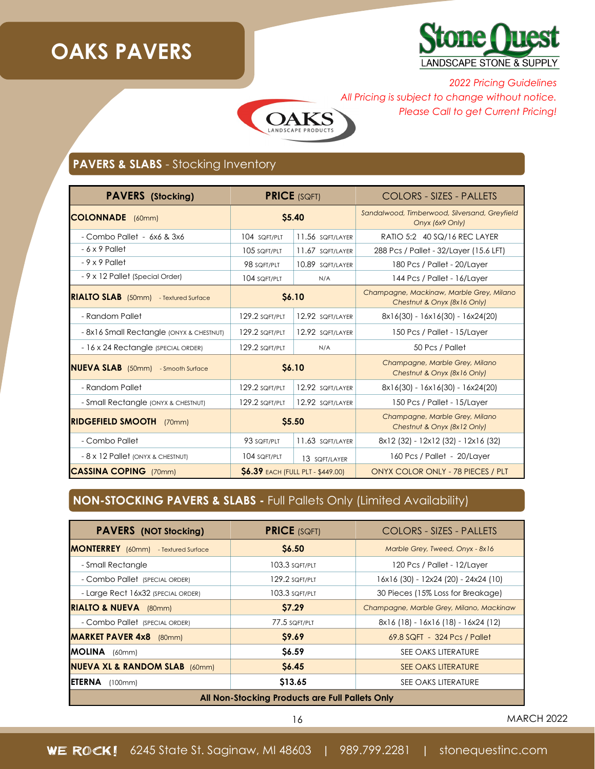# OAKS PAVERS

Stone Quest
LANDSCAPE STONE & SUPPLY

*2022 Pricing Guidelines*
*All Pricing is subject to change without notice.*
*Please Call to get Current Pricing!*

OAKS LANDSCAPE PRODUCTS

## PAVERS & SLABS - Stocking Inventory

| PAVERS (Stocking) | PRICE (SQFT) | | COLORS - SIZES - PALLETS |
|---|---|---|---|
| **COLONNADE** (60mm) | **$5.40** | | *Sandalwood, Timberwood, Silversand, Greyfield Onyx (6x9 Only)* |
| - Combo Pallet - 6x6 & 3x6 | 104 SQFT/PLT | 11.56 SQFT/LAYER | RATIO 5:2 40 SQ/16 REC LAYER |
| - 6 x 9 Pallet | 105 SQFT/PLT | 11.67 SQFT/LAYER | 288 Pcs / Pallet - 32/Layer (15.6 LFT) |
| - 9 x 9 Pallet | 98 SQFT/PLT | 10.89 SQFT/LAYER | 180 Pcs / Pallet - 20/Layer |
| - 9 x 12 Pallet (Special Order) | 104 SQFT/PLT | N/A | 144 Pcs / Pallet - 16/Layer |
| **RIALTO SLAB** (50mm) - Textured Surface | **$6.10** | | *Champagne, Mackinaw, Marble Grey, Milano Chestnut & Onyx (8x16 Only)* |
| - Random Pallet | 129.2 SQFT/PLT | 12.92 SQFT/LAYER | 8x16(30) - 16x16(30) - 16x24(20) |
| - 8x16 Small Rectangle (ONYX & CHESTNUT) | 129.2 SQFT/PLT | 12.92 SQFT/LAYER | 150 Pcs / Pallet - 15/Layer |
| - 16 x 24 Rectangle (SPECIAL ORDER) | 129.2 SQFT/PLT | N/A | 50 Pcs / Pallet |
| **NUEVA SLAB** (50mm) - Smooth Surface | **$6.10** | | *Champagne, Marble Grey, Milano Chestnut & Onyx (8x16 Only)* |
| - Random Pallet | 129.2 SQFT/PLT | 12.92 SQFT/LAYER | 8x16(30) - 16x16(30) - 16x24(20) |
| - Small Rectangle (ONYX & CHESTNUT) | 129.2 SQFT/PLT | 12.92 SQFT/LAYER | 150 Pcs / Pallet - 15/Layer |
| **RIDGEFIELD SMOOTH** (70mm) | **$5.50** | | *Champagne, Marble Grey, Milano Chestnut & Onyx (8x12 Only)* |
| - Combo Pallet | 93 SQFT/PLT | 11.63 SQFT/LAYER | 8x12 (32) - 12x12 (32) - 12x16 (32) |
| - 8 x 12 Pallet (ONYX & CHESTNUT) | 104 SQFT/PLT | 13 SQFT/LAYER | 160 Pcs / Pallet - 20/Layer |
| **CASSINA COPING** (70mm) | **$6.39** EACH (FULL PLT - $449.00) | | ONYX COLOR ONLY - 78 PIECES / PLT |

## NON-STOCKING PAVERS & SLABS - Full Pallets Only (Limited Availability)

| PAVERS (NOT Stocking) | PRICE (SQFT) | COLORS - SIZES - PALLETS |
|---|---|---|
| **MONTERREY** (60mm) - Textured Surface | **$6.50** | *Marble Grey, Tweed, Onyx - 8x16* |
| - Small Rectangle | 103.3 SQFT/PLT | 120 Pcs / Pallet - 12/Layer |
| - Combo Pallet (SPECIAL ORDER) | 129.2 SQFT/PLT | 16x16 (30) - 12x24 (20) - 24x24 (10) |
| - Large Rect 16x32 (SPECIAL ORDER) | 103.3 SQFT/PLT | 30 Pieces (15% Loss for Breakage) |
| **RIALTO & NUEVA** (80mm) | **$7.29** | *Champagne, Marble Grey, Milano, Mackinaw* |
| - Combo Pallet (SPECIAL ORDER) | 77.5 SQFT/PLT | 8x16 (18) - 16x16 (18) - 16x24 (12) |
| **MARKET PAVER 4x8** (80mm) | **$9.69** | 69.8 SQFT - 324 Pcs / Pallet |
| **MOLINA** (60mm) | **$6.59** | SEE OAKS LITERATURE |
| **NUEVA XL & RANDOM SLAB** (60mm) | **$6.45** | SEE OAKS LITERATURE |
| **ETERNA** (100mm) | **$13.65** | SEE OAKS LITERATURE |
| **All Non-Stocking Products are Full Pallets Only** | | |

MARCH 2022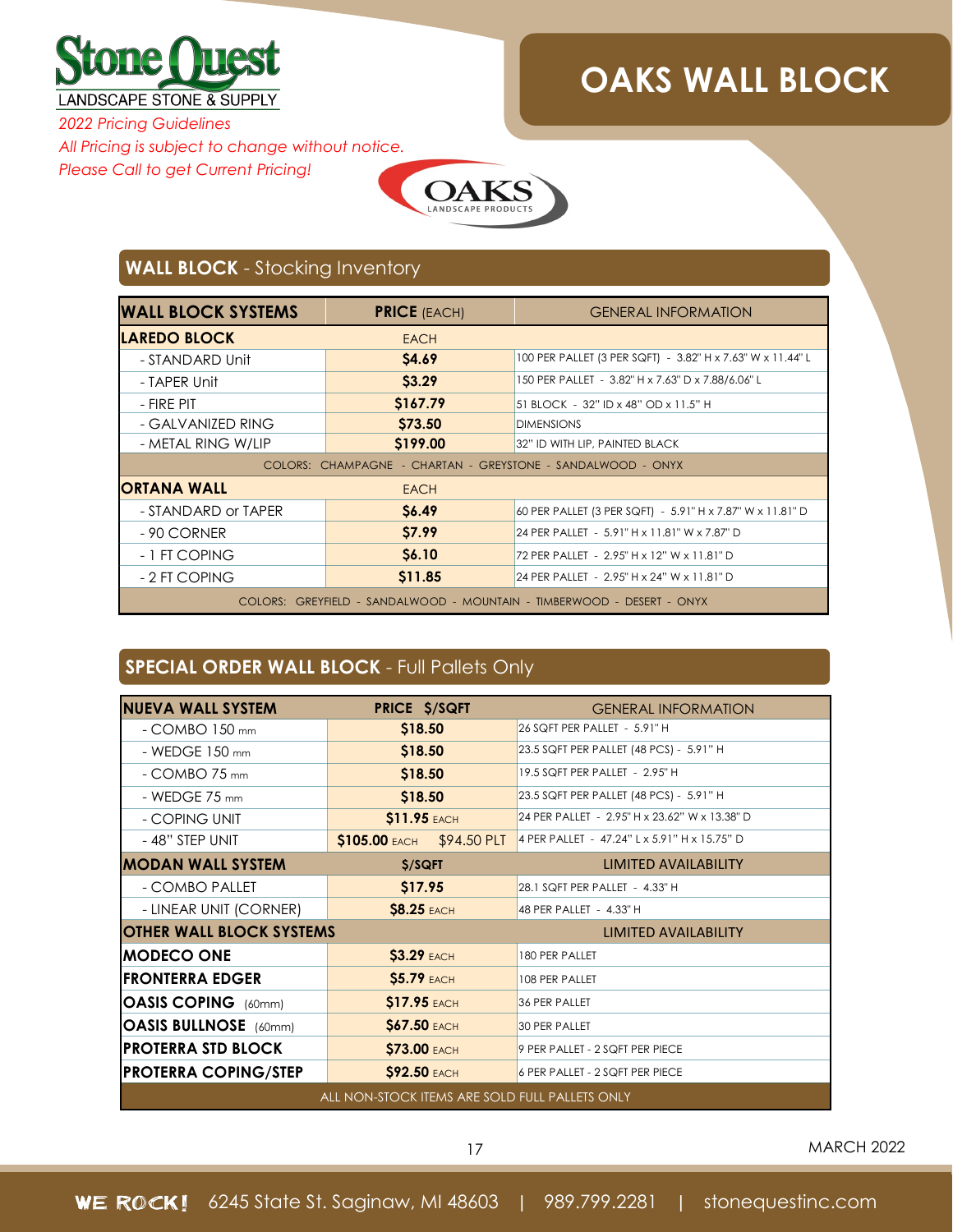Stone Quest

LANDSCAPE STONE & SUPPLY

*2022 Pricing Guidelines*

*All Pricing is subject to change without notice.*

*Please Call to get Current Pricing!*

# OAKS WALL BLOCK

OAKS LANDSCAPE PRODUCTS

## WALL BLOCK - Stocking Inventory

| WALL BLOCK SYSTEMS | PRICE (EACH) | GENERAL INFORMATION |
|---|---|---|
| **LAREDO BLOCK** | EACH | |
| - STANDARD Unit | **$4.69** | 100 PER PALLET (3 PER SQFT) - 3.82" H x 7.63" W x 11.44" L |
| - TAPER Unit | **$3.29** | 150 PER PALLET - 3.82" H x 7.63" D x 7.88/6.06" L |
| - FIRE PIT | **$167.79** | 51 BLOCK - 32" ID x 48" OD x 11.5" H |
| - GALVANIZED RING | **$73.50** | DIMENSIONS |
| - METAL RING W/LIP | **$199.00** | 32" ID WITH LIP, PAINTED BLACK |
| COLORS: CHAMPAGNE - CHARTAN - GREYSTONE - SANDALWOOD - ONYX | | |
| **ORTANA WALL** | EACH | |
| - STANDARD or TAPER | **$6.49** | 60 PER PALLET (3 PER SQFT) - 5.91" H x 7.87" W x 11.81" D |
| - 90 CORNER | **$7.99** | 24 PER PALLET - 5.91" H x 11.81" W x 7.87" D |
| - 1 FT COPING | **$6.10** | 72 PER PALLET - 2.95" H x 12" W x 11.81" D |
| - 2 FT COPING | **$11.85** | 24 PER PALLET - 2.95" H x 24" W x 11.81" D |
| COLORS: GREYFIELD - SANDALWOOD - MOUNTAIN - TIMBERWOOD - DESERT - ONYX | | |

## SPECIAL ORDER WALL BLOCK - Full Pallets Only

| NUEVA WALL SYSTEM | PRICE $/SQFT | GENERAL INFORMATION |
|---|---|---|
| - COMBO 150 mm | **$18.50** | 26 SQFT PER PALLET - 5.91" H |
| - WEDGE 150 mm | **$18.50** | 23.5 SQFT PER PALLET (48 PCS) - 5.91" H |
| - COMBO 75 mm | **$18.50** | 19.5 SQFT PER PALLET - 2.95" H |
| - WEDGE 75 mm | **$18.50** | 23.5 SQFT PER PALLET (48 PCS) - 5.91" H |
| - COPING UNIT | **$11.95** EACH | 24 PER PALLET - 2.95" H x 23.62" W x 13.38" D |
| - 48" STEP UNIT | **$105.00** EACH $94.50 PLT | 4 PER PALLET - 47.24" L x 5.91" H x 15.75" D |
| **MODAN WALL SYSTEM** | **$/SQFT** | LIMITED AVAILABILITY |
| - COMBO PALLET | **$17.95** | 28.1 SQFT PER PALLET - 4.33" H |
| - LINEAR UNIT (CORNER) | **$8.25** EACH | 48 PER PALLET - 4.33" H |
| **OTHER WALL BLOCK SYSTEMS** | | LIMITED AVAILABILITY |
| **MODECO ONE** | **$3.29** EACH | 180 PER PALLET |
| **FRONTERRA EDGER** | **$5.79** EACH | 108 PER PALLET |
| **OASIS COPING** (60mm) | **$17.95** EACH | 36 PER PALLET |
| **OASIS BULLNOSE** (60mm) | **$67.50** EACH | 30 PER PALLET |
| **PROTERRA STD BLOCK** | **$73.00** EACH | 9 PER PALLET - 2 SQFT PER PIECE |
| **PROTERRA COPING/STEP** | **$92.50** EACH | 6 PER PALLET - 2 SQFT PER PIECE |
| ALL NON-STOCK ITEMS ARE SOLD FULL PALLETS ONLY | | |

MARCH 2022

WE ROCK! 6245 State St. Saginaw, MI 48603 | 989.799.2281 | stonequestinc.com